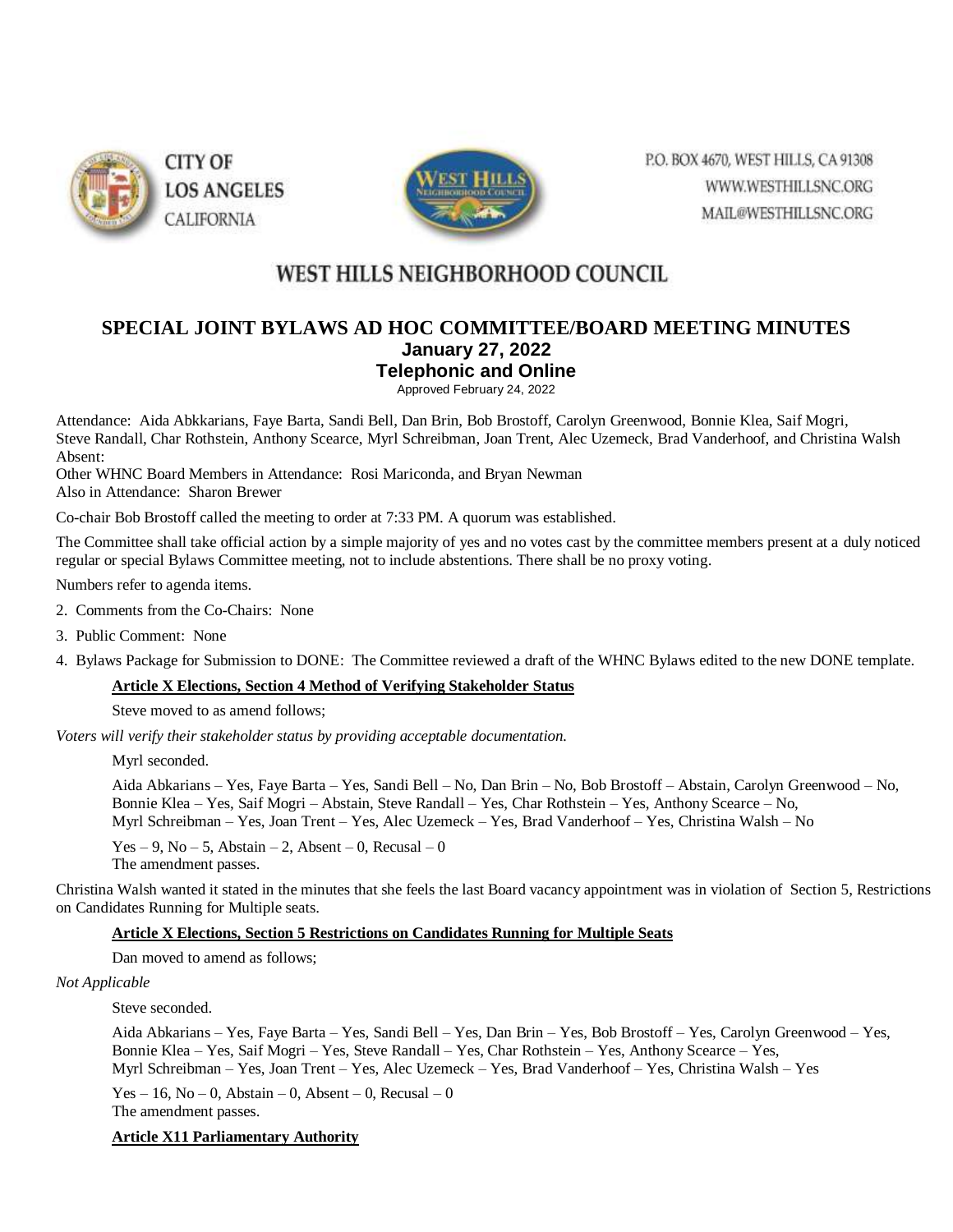CITY OF LOS ANGELES CALIFORNIA

P.O. BOX 4670, WEST HILLS, CA 91308
WWW.WESTHILLSNC.ORG
MAIL@WESTHILLSNC.ORG

# WEST HILLS NEIGHBORHOOD COUNCIL

## SPECIAL JOINT BYLAWS AD HOC COMMITTEE/BOARD MEETING MINUTES
### January 27, 2022
### Telephonic and Online

Approved February 24, 2022

Attendance: Aida Abkkarians, Faye Barta, Sandi Bell, Dan Brin, Bob Brostoff, Carolyn Greenwood, Bonnie Klea, Saif Mogri, Steve Randall, Char Rothstein, Anthony Scearce, Myrl Schreibman, Joan Trent, Alec Uzemeck, Brad Vanderhoof, and Christina Walsh
Absent:
Other WHNC Board Members in Attendance: Rosi Mariconda, and Bryan Newman
Also in Attendance: Sharon Brewer

Co-chair Bob Brostoff called the meeting to order at 7:33 PM. A quorum was established.

The Committee shall take official action by a simple majority of yes and no votes cast by the committee members present at a duly noticed regular or special Bylaws Committee meeting, not to include abstentions. There shall be no proxy voting.

Numbers refer to agenda items.

2. Comments from the Co-Chairs: None
3. Public Comment: None
4. Bylaws Package for Submission to DONE: The Committee reviewed a draft of the WHNC Bylaws edited to the new DONE template.

**Article X Elections, Section 4 Method of Verifying Stakeholder Status**

Steve moved to as amend follows;

*Voters will verify their stakeholder status by providing acceptable documentation.*

Myrl seconded.

Aida Abkarians – Yes, Faye Barta – Yes, Sandi Bell – No, Dan Brin – No, Bob Brostoff – Abstain, Carolyn Greenwood – No, Bonnie Klea – Yes, Saif Mogri – Abstain, Steve Randall – Yes, Char Rothstein – Yes, Anthony Scearce – No, Myrl Schreibman – Yes, Joan Trent – Yes, Alec Uzemeck – Yes, Brad Vanderhoof – Yes, Christina Walsh – No

Yes – 9, No – 5, Abstain – 2, Absent – 0, Recusal – 0
The amendment passes.

Christina Walsh wanted it stated in the minutes that she feels the last Board vacancy appointment was in violation of Section 5, Restrictions on Candidates Running for Multiple seats.

**Article X Elections, Section 5 Restrictions on Candidates Running for Multiple Seats**

Dan moved to amend as follows;

*Not Applicable*

Steve seconded.

Aida Abkarians – Yes, Faye Barta – Yes, Sandi Bell – Yes, Dan Brin – Yes, Bob Brostoff – Yes, Carolyn Greenwood – Yes, Bonnie Klea – Yes, Saif Mogri – Yes, Steve Randall – Yes, Char Rothstein – Yes, Anthony Scearce – Yes, Myrl Schreibman – Yes, Joan Trent – Yes, Alec Uzemeck – Yes, Brad Vanderhoof – Yes, Christina Walsh – Yes

Yes – 16, No – 0, Abstain – 0, Absent – 0, Recusal – 0
The amendment passes.

**Article X11 Parliamentary Authority**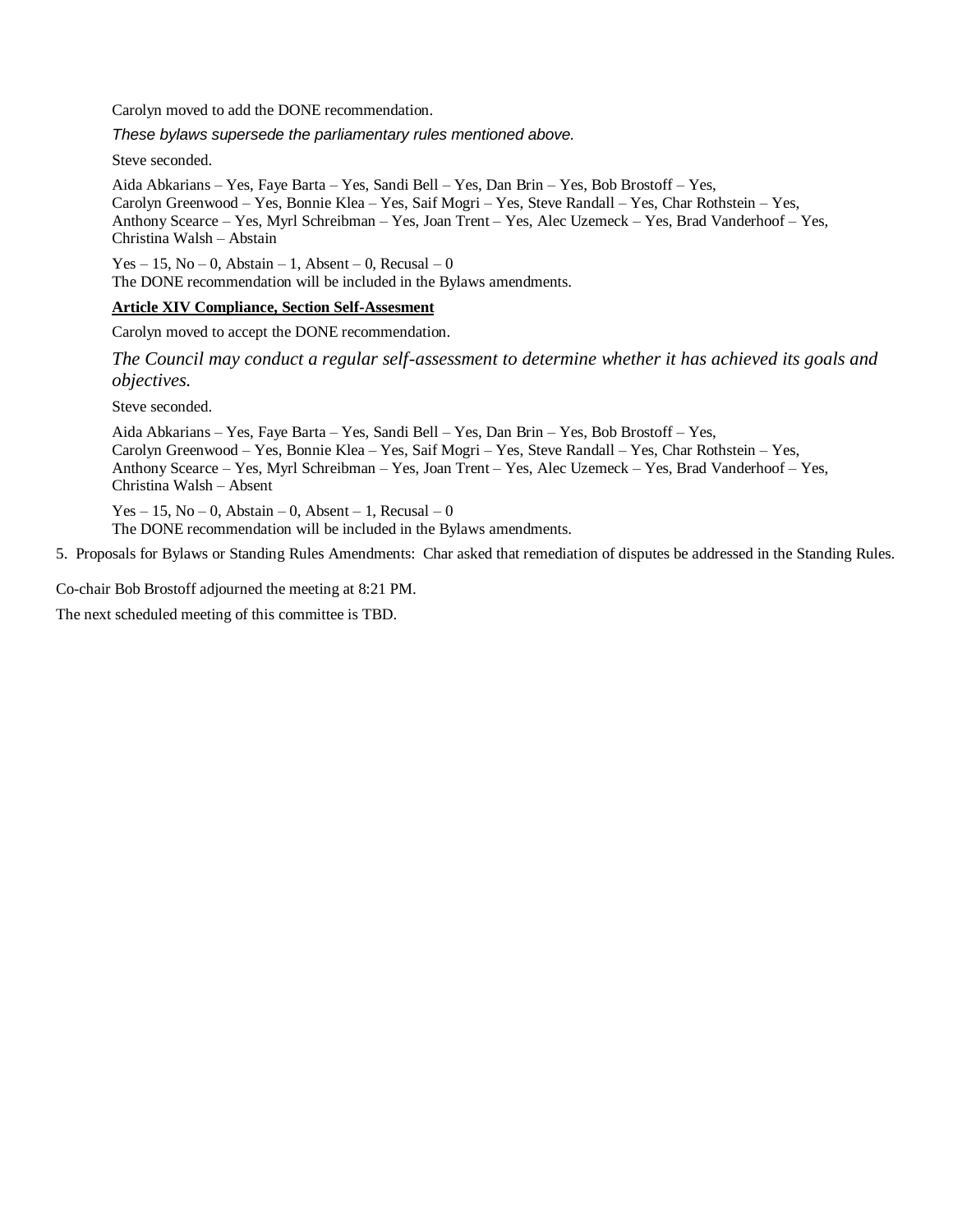Carolyn moved to add the DONE recommendation.

*These bylaws supersede the parliamentary rules mentioned above.*

Steve seconded.

Aida Abkarians – Yes, Faye Barta – Yes, Sandi Bell – Yes, Dan Brin – Yes, Bob Brostoff – Yes, Carolyn Greenwood – Yes, Bonnie Klea – Yes, Saif Mogri – Yes, Steve Randall – Yes, Char Rothstein – Yes, Anthony Scearce – Yes, Myrl Schreibman – Yes, Joan Trent – Yes, Alec Uzemeck – Yes, Brad Vanderhoof – Yes, Christina Walsh – Abstain

Yes – 15, No – 0, Abstain – 1, Absent – 0, Recusal – 0
The DONE recommendation will be included in the Bylaws amendments.

**Article XIV Compliance, Section Self-Assesment**

Carolyn moved to accept the DONE recommendation.

*The Council may conduct a regular self-assessment to determine whether it has achieved its goals and objectives.*

Steve seconded.

Aida Abkarians – Yes, Faye Barta – Yes, Sandi Bell – Yes, Dan Brin – Yes, Bob Brostoff – Yes, Carolyn Greenwood – Yes, Bonnie Klea – Yes, Saif Mogri – Yes, Steve Randall – Yes, Char Rothstein – Yes, Anthony Scearce – Yes, Myrl Schreibman – Yes, Joan Trent – Yes, Alec Uzemeck – Yes, Brad Vanderhoof – Yes, Christina Walsh – Absent

Yes – 15, No – 0, Abstain – 0, Absent – 1, Recusal – 0
The DONE recommendation will be included in the Bylaws amendments.

5. Proposals for Bylaws or Standing Rules Amendments: Char asked that remediation of disputes be addressed in the Standing Rules.

Co-chair Bob Brostoff adjourned the meeting at 8:21 PM.

The next scheduled meeting of this committee is TBD.